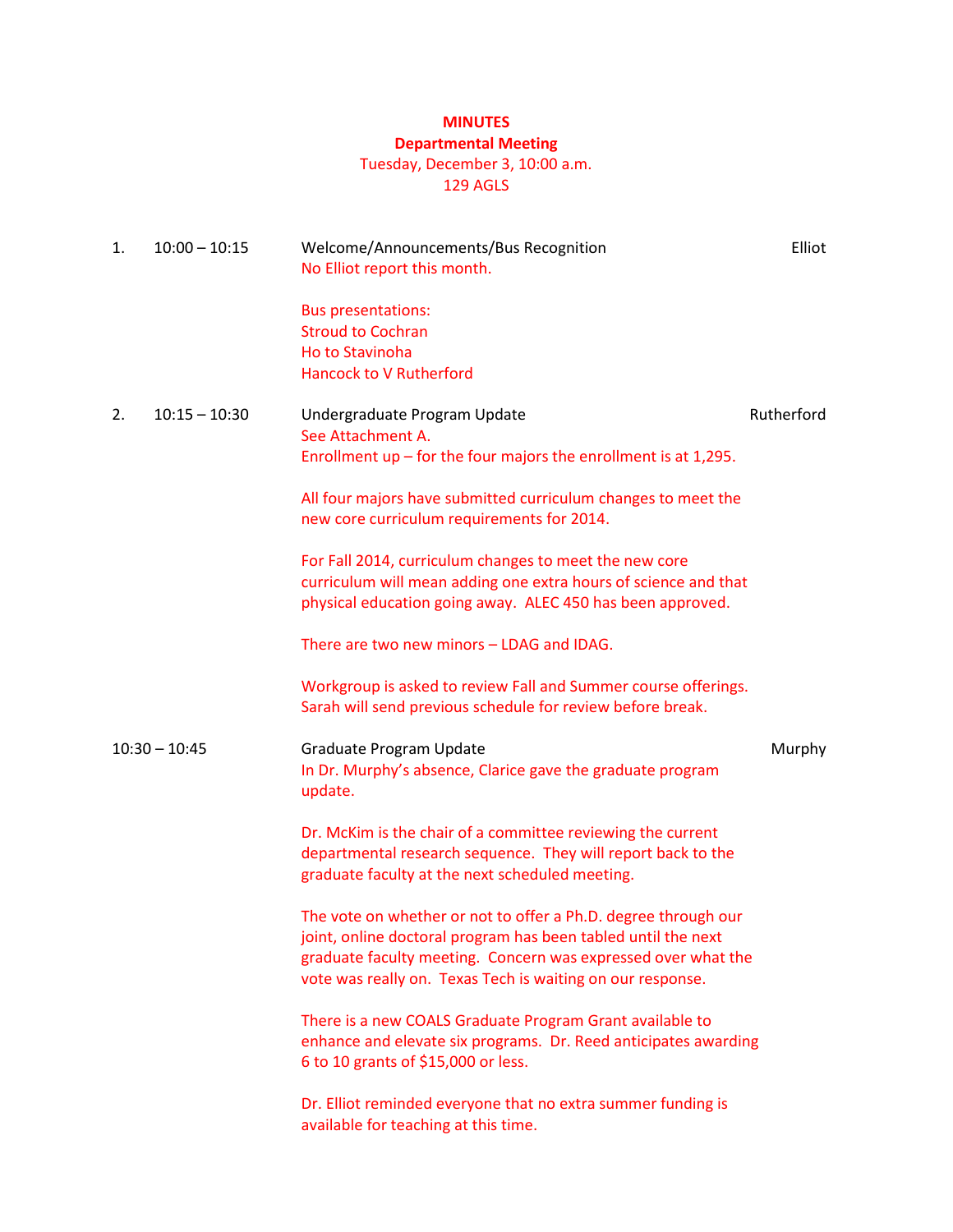# MINUTES

## Departmental Meeting

Tuesday, December 3, 10:00 a.m.
129 AGLS

**1. 10:00 – 10:15 — Welcome/Announcements/Bus Recognition — Elliot**

No Elliot report this month.

Bus presentations:
Stroud to Cochran
Ho to Stavinoha
Hancock to V Rutherford

**2. 10:15 – 10:30 — Undergraduate Program Update — Rutherford**

See Attachment A.
Enrollment up – for the four majors the enrollment is at 1,295.

All four majors have submitted curriculum changes to meet the new core curriculum requirements for 2014.

For Fall 2014, curriculum changes to meet the new core curriculum will mean adding one extra hours of science and that physical education going away. ALEC 450 has been approved.

There are two new minors – LDAG and IDAG.

Workgroup is asked to review Fall and Summer course offerings. Sarah will send previous schedule for review before break.

**10:30 – 10:45 — Graduate Program Update — Murphy**

In Dr. Murphy's absence, Clarice gave the graduate program update.

Dr. McKim is the chair of a committee reviewing the current departmental research sequence. They will report back to the graduate faculty at the next scheduled meeting.

The vote on whether or not to offer a Ph.D. degree through our joint, online doctoral program has been tabled until the next graduate faculty meeting. Concern was expressed over what the vote was really on. Texas Tech is waiting on our response.

There is a new COALS Graduate Program Grant available to enhance and elevate six programs. Dr. Reed anticipates awarding 6 to 10 grants of $15,000 or less.

Dr. Elliot reminded everyone that no extra summer funding is available for teaching at this time.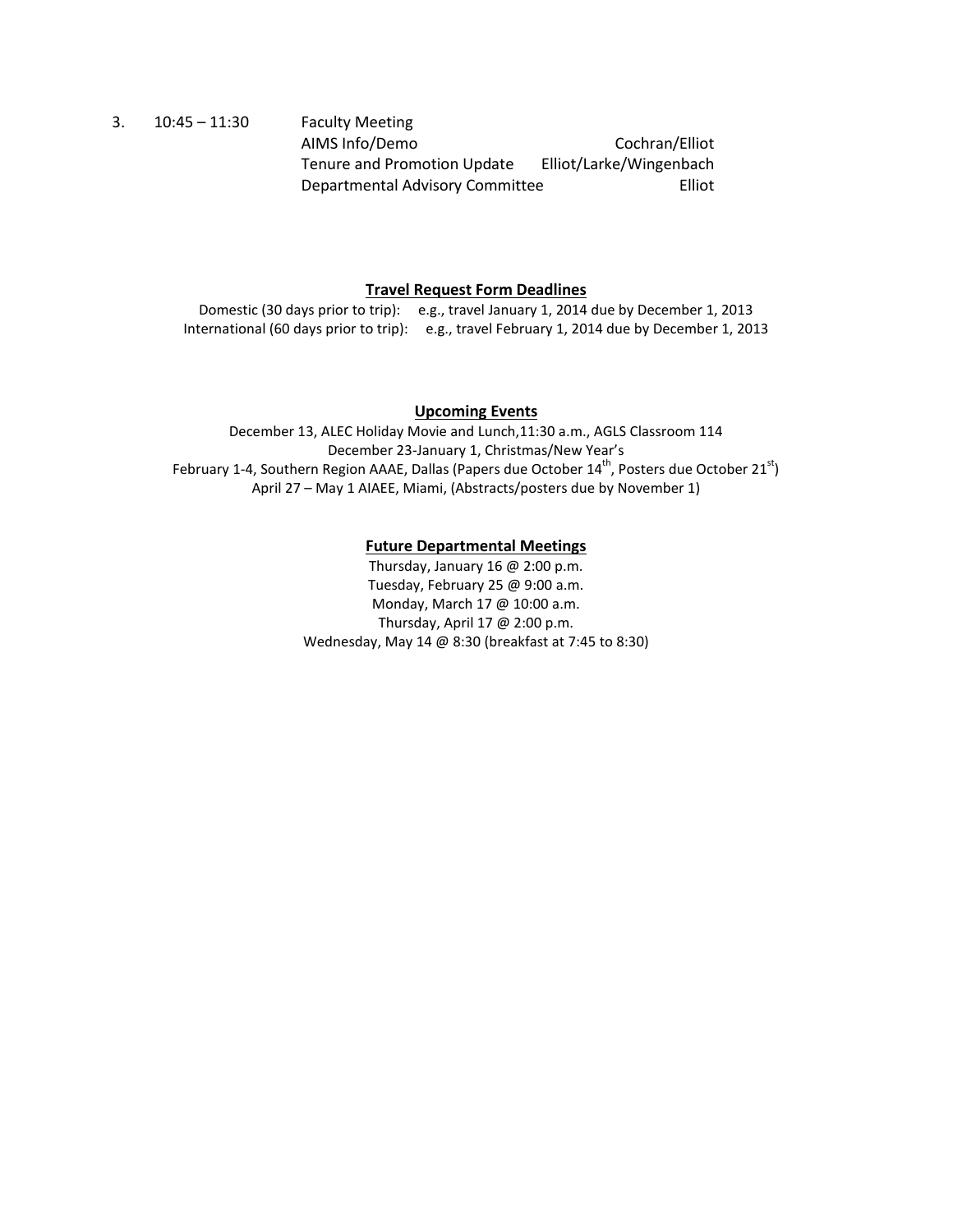3. 10:45 – 11:30 Faculty Meeting

| | | |
|---|---|---|
| | AIMS Info/Demo | Cochran/Elliot |
| | Tenure and Promotion Update | Elliot/Larke/Wingenbach |
| | Departmental Advisory Committee | Elliot |

**Travel Request Form Deadlines**

Domestic (30 days prior to trip): e.g., travel January 1, 2014 due by December 1, 2013
International (60 days prior to trip): e.g., travel February 1, 2014 due by December 1, 2013

**Upcoming Events**

December 13, ALEC Holiday Movie and Lunch,11:30 a.m., AGLS Classroom 114
December 23-January 1, Christmas/New Year's
February 1-4, Southern Region AAAE, Dallas (Papers due October 14th, Posters due October 21st)
April 27 – May 1 AIAEE, Miami, (Abstracts/posters due by November 1)

**Future Departmental Meetings**

Thursday, January 16 @ 2:00 p.m.
Tuesday, February 25 @ 9:00 a.m.
Monday, March 17 @ 10:00 a.m.
Thursday, April 17 @ 2:00 p.m.
Wednesday, May 14 @ 8:30 (breakfast at 7:45 to 8:30)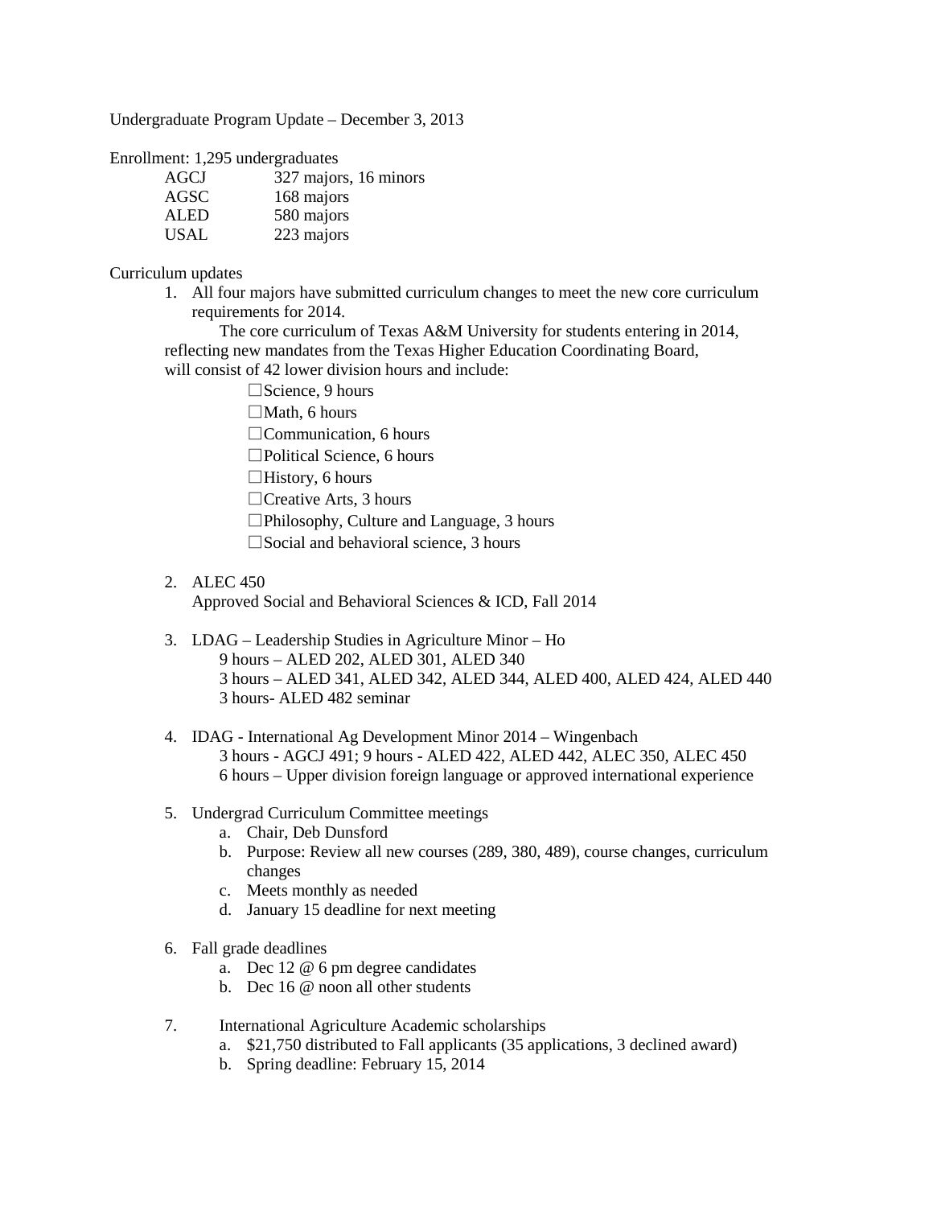Undergraduate Program Update – December 3, 2013

Enrollment: 1,295 undergraduates

| | |
|---|---|
| AGCJ | 327 majors, 16 minors |
| AGSC | 168 majors |
| ALED | 580 majors |
| USAL | 223 majors |

Curriculum updates

1. All four majors have submitted curriculum changes to meet the new core curriculum requirements for 2014.

   The core curriculum of Texas A&M University for students entering in 2014, reflecting new mandates from the Texas Higher Education Coordinating Board, will consist of 42 lower division hours and include:

   - ☐Science, 9 hours
   - ☐Math, 6 hours
   - ☐Communication, 6 hours
   - ☐Political Science, 6 hours
   - ☐History, 6 hours
   - ☐Creative Arts, 3 hours
   - ☐Philosophy, Culture and Language, 3 hours
   - ☐Social and behavioral science, 3 hours

2. ALEC 450
   Approved Social and Behavioral Sciences & ICD, Fall 2014

3. LDAG – Leadership Studies in Agriculture Minor – Ho
   9 hours – ALED 202, ALED 301, ALED 340
   3 hours – ALED 341, ALED 342, ALED 344, ALED 400, ALED 424, ALED 440
   3 hours- ALED 482 seminar

4. IDAG - International Ag Development Minor 2014 – Wingenbach
   3 hours - AGCJ 491; 9 hours - ALED 422, ALED 442, ALEC 350, ALEC 450
   6 hours – Upper division foreign language or approved international experience

5. Undergrad Curriculum Committee meetings
   a. Chair, Deb Dunsford
   b. Purpose: Review all new courses (289, 380, 489), course changes, curriculum changes
   c. Meets monthly as needed
   d. January 15 deadline for next meeting

6. Fall grade deadlines
   a. Dec 12 @ 6 pm degree candidates
   b. Dec 16 @ noon all other students

7. International Agriculture Academic scholarships
   a. $21,750 distributed to Fall applicants (35 applications, 3 declined award)
   b. Spring deadline: February 15, 2014